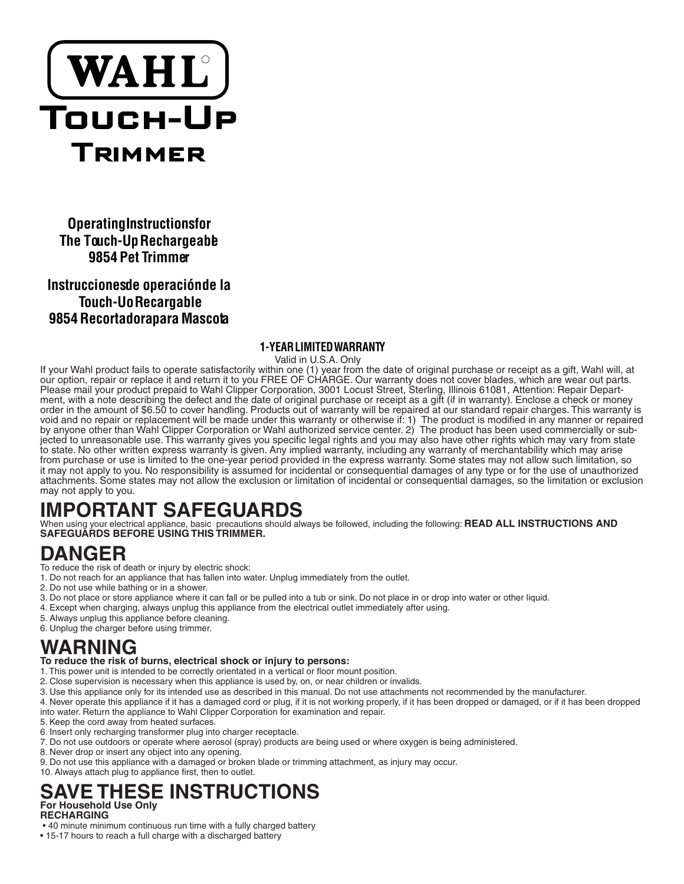# WAHL

# Touch-Up Trimmer

**Operating Instructions for The Touch-Up Rechargeable 9854 Pet Trimmer**

**Instrucciones de operación de la Touch-Uo Recargable 9854 Recortadora para Mascota**

### 1-YEAR LIMITED WARRANTY

Valid in U.S.A. Only

If your Wahl product fails to operate satisfactorily within one (1) year from the date of original purchase or receipt as a gift, Wahl will, at our option, repair or replace it and return it to you FREE OF CHARGE. Our warranty does not cover blades, which are wear out parts. Please mail your product prepaid to Wahl Clipper Corporation, 3001 Locust Street, Sterling, Illinois 61081, Attention: Repair Department, with a note describing the defect and the date of original purchase or receipt as a gift (if in warranty). Enclose a check or money order in the amount of $6.50 to cover handling. Products out of warranty will be repaired at our standard repair charges. This warranty is void and no repair or replacement will be made under this warranty or otherwise if: 1) The product is modified in any manner or repaired by anyone other than Wahl Clipper Corporation or Wahl authorized service center. 2) The product has been used commercially or subjected to unreasonable use. This warranty gives you specific legal rights and you may also have other rights which may vary from state to state. No other written express warranty is given. Any implied warranty, including any warranty of merchantability which may arise from purchase or use is limited to the one-year period provided in the express warranty. Some states may not allow such limitation, so it may not apply to you. No responsibility is assumed for incidental or consequential damages of any type or for the use of unauthorized attachments. Some states may not allow the exclusion or limitation of incidental or consequential damages, so the limitation or exclusion may not apply to you.

# IMPORTANT SAFEGUARDS

When using your electrical appliance, basic precautions should always be followed, including the following: **READ ALL INSTRUCTIONS AND SAFEGUARDS BEFORE USING THIS TRIMMER.**

# DANGER

To reduce the risk of death or injury by electric shock:

1. Do not reach for an appliance that has fallen into water. Unplug immediately from the outlet.
2. Do not use while bathing or in a shower.
3. Do not place or store appliance where it can fall or be pulled into a tub or sink. Do not place in or drop into water or other liquid.
4. Except when charging, always unplug this appliance from the electrical outlet immediately after using.
5. Always unplug this appliance before cleaning.
6. Unplug the charger before using trimmer.

# WARNING

**To reduce the risk of burns, electrical shock or injury to persons:**

1. This power unit is intended to be correctly orientated in a vertical or floor mount position.
2. Close supervision is necessary when this appliance is used by, on, or near children or invalids.
3. Use this appliance only for its intended use as described in this manual. Do not use attachments not recommended by the manufacturer.
4. Never operate this appliance if it has a damaged cord or plug, if it is not working properly, if it has been dropped or damaged, or if it has been dropped into water. Return the appliance to Wahl Clipper Corporation for examination and repair.
5. Keep the cord away from heated surfaces.
6. Insert only recharging transformer plug into charger receptacle.
7. Do not use outdoors or operate where aerosol (spray) products are being used or where oxygen is being administered.
8. Never drop or insert any object into any opening.
9. Do not use this appliance with a damaged or broken blade or trimming attachment, as injury may occur.
10. Always attach plug to appliance first, then to outlet.

# SAVE THESE INSTRUCTIONS

**For Household Use Only**

**RECHARGING**

- 40 minute minimum continuous run time with a fully charged battery
- 15-17 hours to reach a full charge with a discharged battery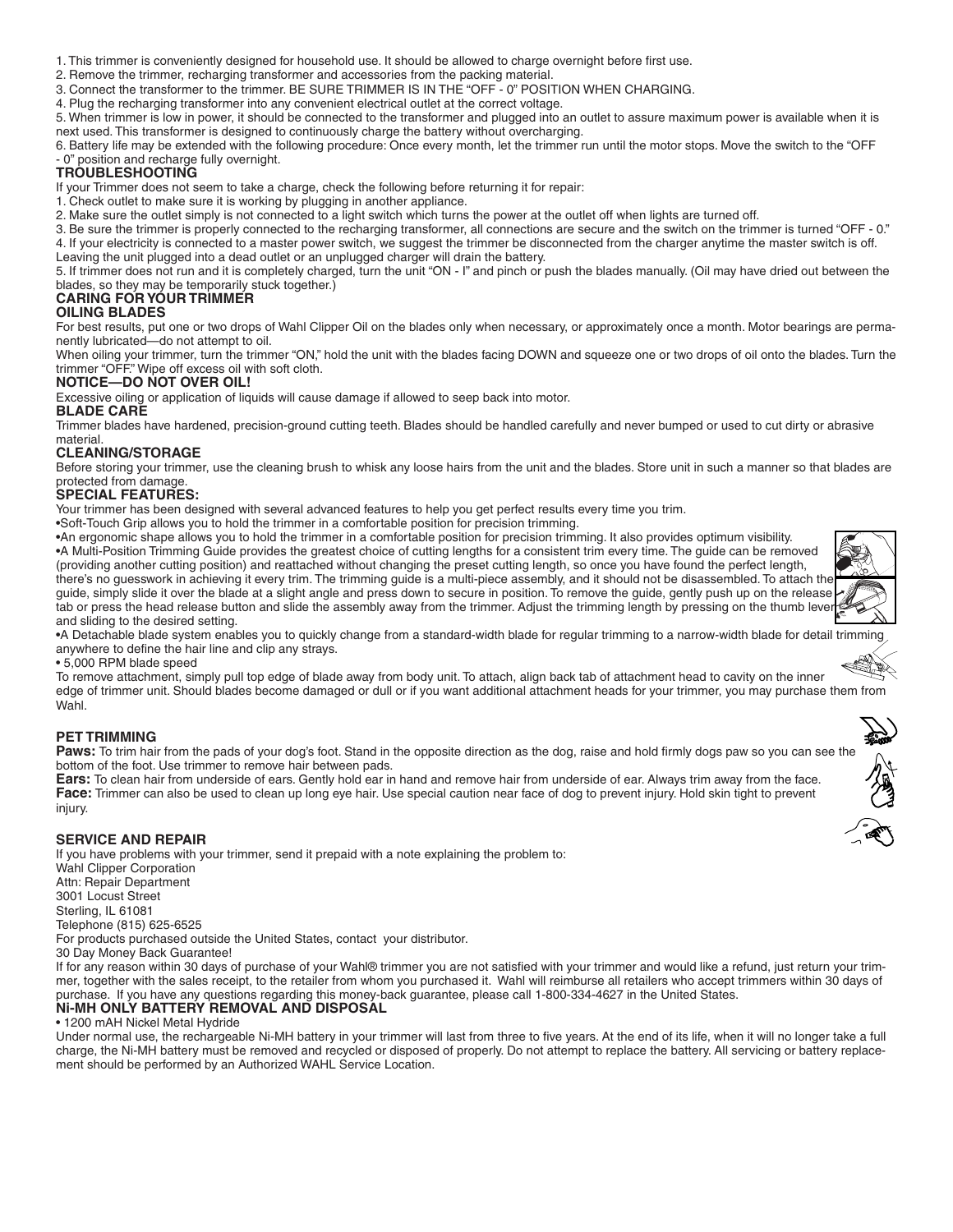1. This trimmer is conveniently designed for household use. It should be allowed to charge overnight before first use.
2. Remove the trimmer, recharging transformer and accessories from the packing material.
3. Connect the transformer to the trimmer. BE SURE TRIMMER IS IN THE "OFF - 0" POSITION WHEN CHARGING.
4. Plug the recharging transformer into any convenient electrical outlet at the correct voltage.
5. When trimmer is low in power, it should be connected to the transformer and plugged into an outlet to assure maximum power is available when it is next used. This transformer is designed to continuously charge the battery without overcharging.
6. Battery life may be extended with the following procedure: Once every month, let the trimmer run until the motor stops. Move the switch to the "OFF - 0" position and recharge fully overnight.

## TROUBLESHOOTING

If your Trimmer does not seem to take a charge, check the following before returning it for repair:

1. Check outlet to make sure it is working by plugging in another appliance.
2. Make sure the outlet simply is not connected to a light switch which turns the power at the outlet off when lights are turned off.
3. Be sure the trimmer is properly connected to the recharging transformer, all connections are secure and the switch on the trimmer is turned "OFF - 0."
4. If your electricity is connected to a master power switch, we suggest the trimmer be disconnected from the charger anytime the master switch is off. Leaving the unit plugged into a dead outlet or an unplugged charger will drain the battery.
5. If trimmer does not run and it is completely charged, turn the unit "ON - I" and pinch or push the blades manually. (Oil may have dried out between the blades, so they may be temporarily stuck together.)

## CARING FOR YOUR TRIMMER

### OILING BLADES

For best results, put one or two drops of Wahl Clipper Oil on the blades only when necessary, or approximately once a month. Motor bearings are permanently lubricated—do not attempt to oil.

When oiling your trimmer, turn the trimmer "ON," hold the unit with the blades facing DOWN and squeeze one or two drops of oil onto the blades. Turn the trimmer "OFF." Wipe off excess oil with soft cloth.

### NOTICE—DO NOT OVER OIL!

Excessive oiling or application of liquids will cause damage if allowed to seep back into motor.

### BLADE CARE

Trimmer blades have hardened, precision-ground cutting teeth. Blades should be handled carefully and never bumped or used to cut dirty or abrasive material.

### CLEANING/STORAGE

Before storing your trimmer, use the cleaning brush to whisk any loose hairs from the unit and the blades. Store unit in such a manner so that blades are protected from damage.

### SPECIAL FEATURES:

Your trimmer has been designed with several advanced features to help you get perfect results every time you trim.

- Soft-Touch Grip allows you to hold the trimmer in a comfortable position for precision trimming.
- An ergonomic shape allows you to hold the trimmer in a comfortable position for precision trimming. It also provides optimum visibility.
- A Multi-Position Trimming Guide provides the greatest choice of cutting lengths for a consistent trim every time. The guide can be removed (providing another cutting position) and reattached without changing the preset cutting length, so once you have found the perfect length, there's no guesswork in achieving it every trim. The trimming guide is a multi-piece assembly, and it should not be disassembled. To attach the guide, simply slide it over the blade at a slight angle and press down to secure in position. To remove the guide, gently push up on the release tab or press the head release button and slide the assembly away from the trimmer. Adjust the trimming length by pressing on the thumb lever and sliding to the desired setting.
- A Detachable blade system enables you to quickly change from a standard-width blade for regular trimming to a narrow-width blade for detail trimming anywhere to define the hair line and clip any strays.
- 5,000 RPM blade speed

To remove attachment, simply pull top edge of blade away from body unit. To attach, align back tab of attachment head to cavity on the inner edge of trimmer unit. Should blades become damaged or dull or if you want additional attachment heads for your trimmer, you may purchase them from Wahl.

## PET TRIMMING

**Paws:** To trim hair from the pads of your dog's foot. Stand in the opposite direction as the dog, raise and hold firmly dogs paw so you can see the bottom of the foot. Use trimmer to remove hair between pads.

**Ears:** To clean hair from underside of ears. Gently hold ear in hand and remove hair from underside of ear. Always trim away from the face.

**Face:** Trimmer can also be used to clean up long eye hair. Use special caution near face of dog to prevent injury. Hold skin tight to prevent injury.

## SERVICE AND REPAIR

If you have problems with your trimmer, send it prepaid with a note explaining the problem to:

Wahl Clipper Corporation
Attn: Repair Department
3001 Locust Street
Sterling, IL 61081
Telephone (815) 625-6525

For products purchased outside the United States, contact your distributor.

30 Day Money Back Guarantee!

If for any reason within 30 days of purchase of your Wahl® trimmer you are not satisfied with your trimmer and would like a refund, just return your trimmer, together with the sales receipt, to the retailer from whom you purchased it. Wahl will reimburse all retailers who accept trimmers within 30 days of purchase. If you have any questions regarding this money-back guarantee, please call 1-800-334-4627 in the United States.

## Ni-MH ONLY BATTERY REMOVAL AND DISPOSAL

- 1200 mAH Nickel Metal Hydride

Under normal use, the rechargeable Ni-MH battery in your trimmer will last from three to five years. At the end of its life, when it will no longer take a full charge, the Ni-MH battery must be removed and recycled or disposed of properly. Do not attempt to replace the battery. All servicing or battery replacement should be performed by an Authorized WAHL Service Location.